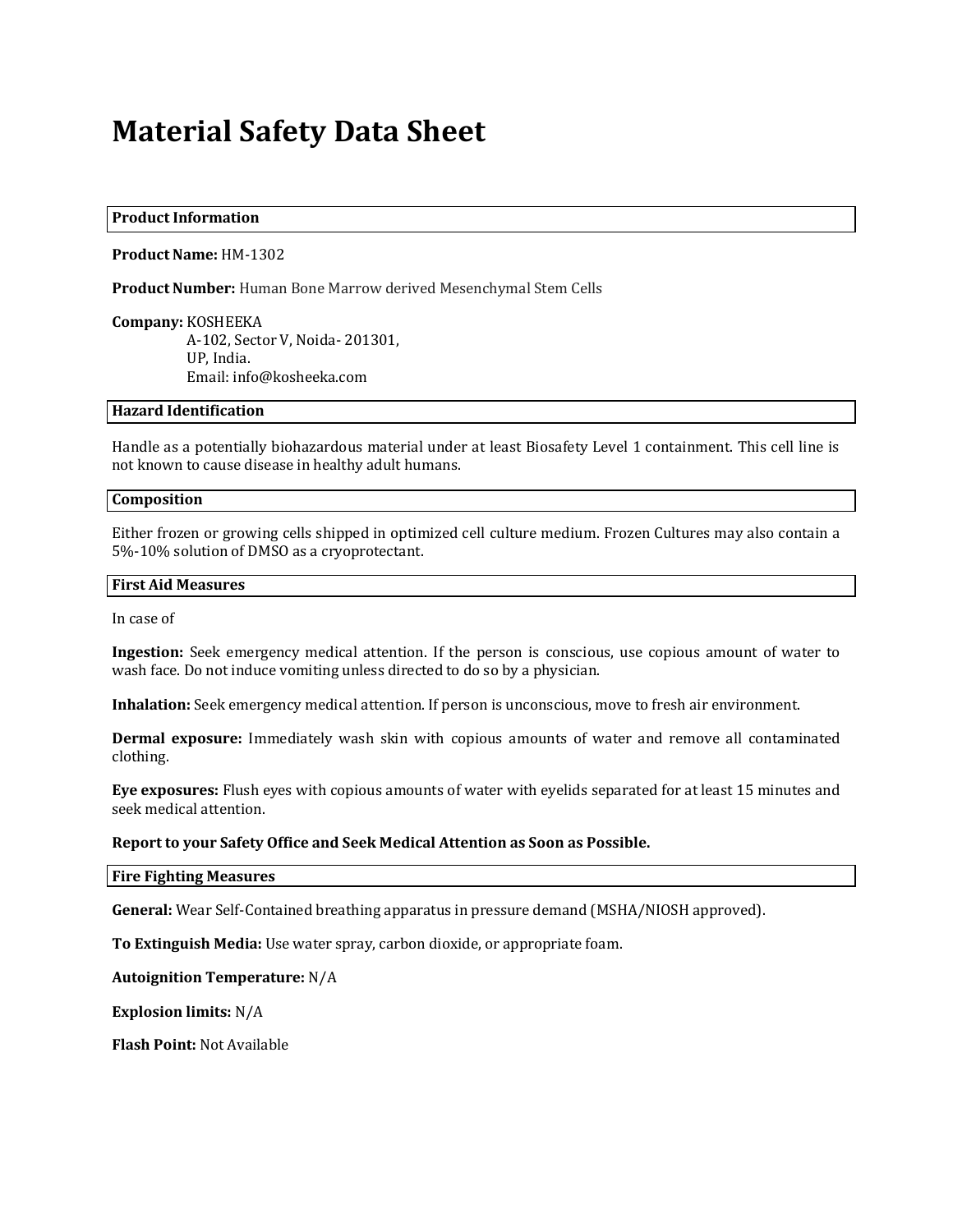# Material Safety Data Sheet

## Product Information

**Product Name:** HM-1302

**Product Number:** Human Bone Marrow derived Mesenchymal Stem Cells

**Company:** KOSHEEKA
A-102, Sector V, Noida- 201301,
UP, India.
Email: info@kosheeka.com

## Hazard Identification

Handle as a potentially biohazardous material under at least Biosafety Level 1 containment. This cell line is not known to cause disease in healthy adult humans.

## Composition

Either frozen or growing cells shipped in optimized cell culture medium. Frozen Cultures may also contain a 5%-10% solution of DMSO as a cryoprotectant.

## First Aid Measures

In case of

**Ingestion:** Seek emergency medical attention. If the person is conscious, use copious amount of water to wash face. Do not induce vomiting unless directed to do so by a physician.

**Inhalation:** Seek emergency medical attention. If person is unconscious, move to fresh air environment.

**Dermal exposure:** Immediately wash skin with copious amounts of water and remove all contaminated clothing.

**Eye exposures:** Flush eyes with copious amounts of water with eyelids separated for at least 15 minutes and seek medical attention.

**Report to your Safety Office and Seek Medical Attention as Soon as Possible.**

## Fire Fighting Measures

**General:** Wear Self-Contained breathing apparatus in pressure demand (MSHA/NIOSH approved).

**To Extinguish Media:** Use water spray, carbon dioxide, or appropriate foam.

**Autoignition Temperature:** N/A

**Explosion limits:** N/A

**Flash Point:** Not Available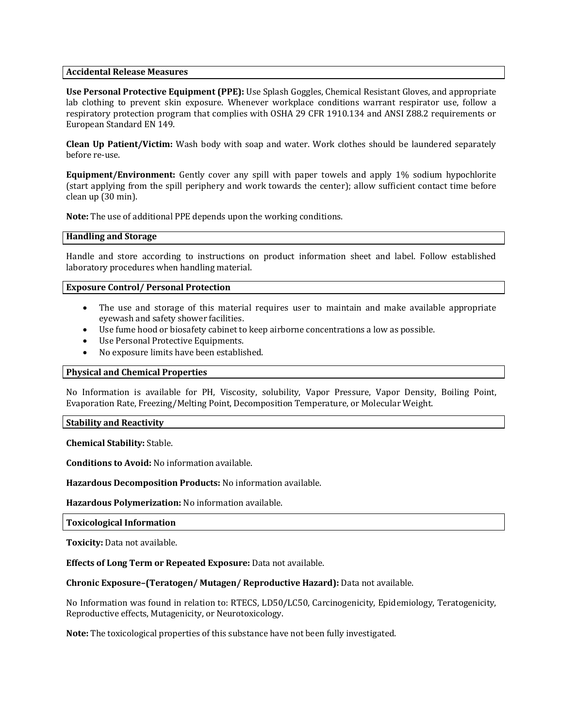## Accidental Release Measures

**Use Personal Protective Equipment (PPE):** Use Splash Goggles, Chemical Resistant Gloves, and appropriate lab clothing to prevent skin exposure. Whenever workplace conditions warrant respirator use, follow a respiratory protection program that complies with OSHA 29 CFR 1910.134 and ANSI Z88.2 requirements or European Standard EN 149.

**Clean Up Patient/Victim:** Wash body with soap and water. Work clothes should be laundered separately before re-use.

**Equipment/Environment:** Gently cover any spill with paper towels and apply 1% sodium hypochlorite (start applying from the spill periphery and work towards the center); allow sufficient contact time before clean up (30 min).

**Note:** The use of additional PPE depends upon the working conditions.

## Handling and Storage

Handle and store according to instructions on product information sheet and label. Follow established laboratory procedures when handling material.

## Exposure Control/ Personal Protection

- The use and storage of this material requires user to maintain and make available appropriate eyewash and safety shower facilities.
- Use fume hood or biosafety cabinet to keep airborne concentrations a low as possible.
- Use Personal Protective Equipments.
- No exposure limits have been established.

## Physical and Chemical Properties

No Information is available for PH, Viscosity, solubility, Vapor Pressure, Vapor Density, Boiling Point, Evaporation Rate, Freezing/Melting Point, Decomposition Temperature, or Molecular Weight.

## Stability and Reactivity

**Chemical Stability:** Stable.

**Conditions to Avoid:** No information available.

**Hazardous Decomposition Products:** No information available.

**Hazardous Polymerization:** No information available.

## Toxicological Information

**Toxicity:** Data not available.

**Effects of Long Term or Repeated Exposure:** Data not available.

**Chronic Exposure–(Teratogen/ Mutagen/ Reproductive Hazard):** Data not available.

No Information was found in relation to: RTECS, LD50/LC50, Carcinogenicity, Epidemiology, Teratogenicity, Reproductive effects, Mutagenicity, or Neurotoxicology.

**Note:** The toxicological properties of this substance have not been fully investigated.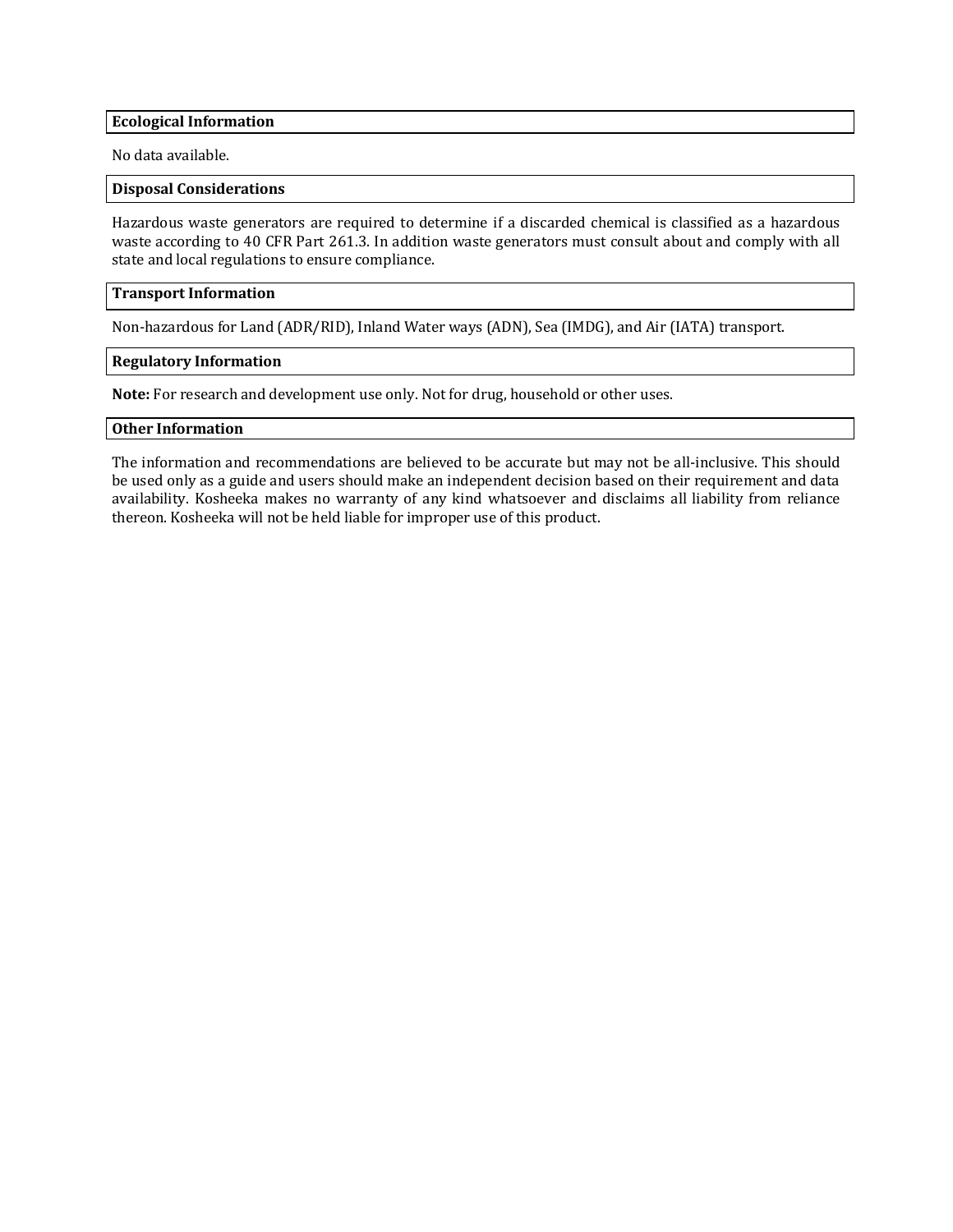## Ecological Information

No data available.

## Disposal Considerations

Hazardous waste generators are required to determine if a discarded chemical is classified as a hazardous waste according to 40 CFR Part 261.3. In addition waste generators must consult about and comply with all state and local regulations to ensure compliance.

## Transport Information

Non-hazardous for Land (ADR/RID), Inland Water ways (ADN), Sea (IMDG), and Air (IATA) transport.

## Regulatory Information

**Note:** For research and development use only. Not for drug, household or other uses.

## Other Information

The information and recommendations are believed to be accurate but may not be all-inclusive. This should be used only as a guide and users should make an independent decision based on their requirement and data availability. Kosheeka makes no warranty of any kind whatsoever and disclaims all liability from reliance thereon. Kosheeka will not be held liable for improper use of this product.